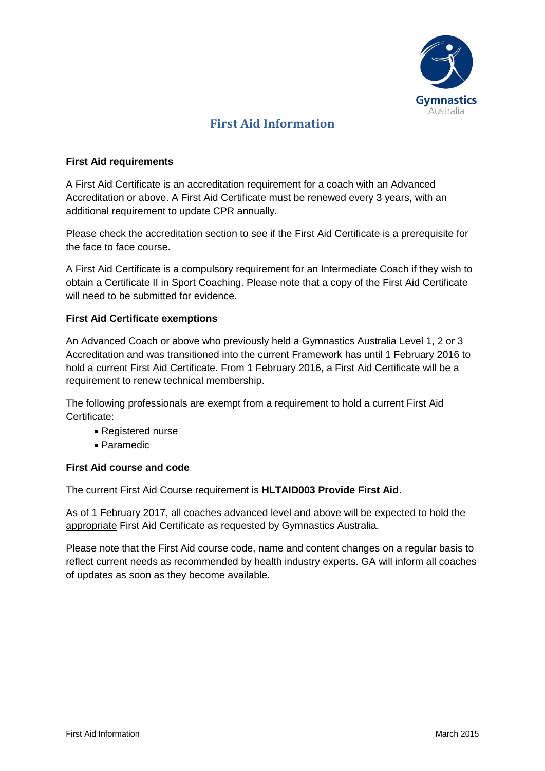# First Aid Information

**First Aid requirements**

A First Aid Certificate is an accreditation requirement for a coach with an Advanced Accreditation or above. A First Aid Certificate must be renewed every 3 years, with an additional requirement to update CPR annually.

Please check the accreditation section to see if the First Aid Certificate is a prerequisite for the face to face course.

A First Aid Certificate is a compulsory requirement for an Intermediate Coach if they wish to obtain a Certificate II in Sport Coaching. Please note that a copy of the First Aid Certificate will need to be submitted for evidence.

**First Aid Certificate exemptions**

An Advanced Coach or above who previously held a Gymnastics Australia Level 1, 2 or 3 Accreditation and was transitioned into the current Framework has until 1 February 2016 to hold a current First Aid Certificate. From 1 February 2016, a First Aid Certificate will be a requirement to renew technical membership.

The following professionals are exempt from a requirement to hold a current First Aid Certificate:

- Registered nurse
- Paramedic

**First Aid course and code**

The current First Aid Course requirement is **HLTAID003 Provide First Aid**.

As of 1 February 2017, all coaches advanced level and above will be expected to hold the appropriate First Aid Certificate as requested by Gymnastics Australia.

Please note that the First Aid course code, name and content changes on a regular basis to reflect current needs as recommended by health industry experts. GA will inform all coaches of updates as soon as they become available.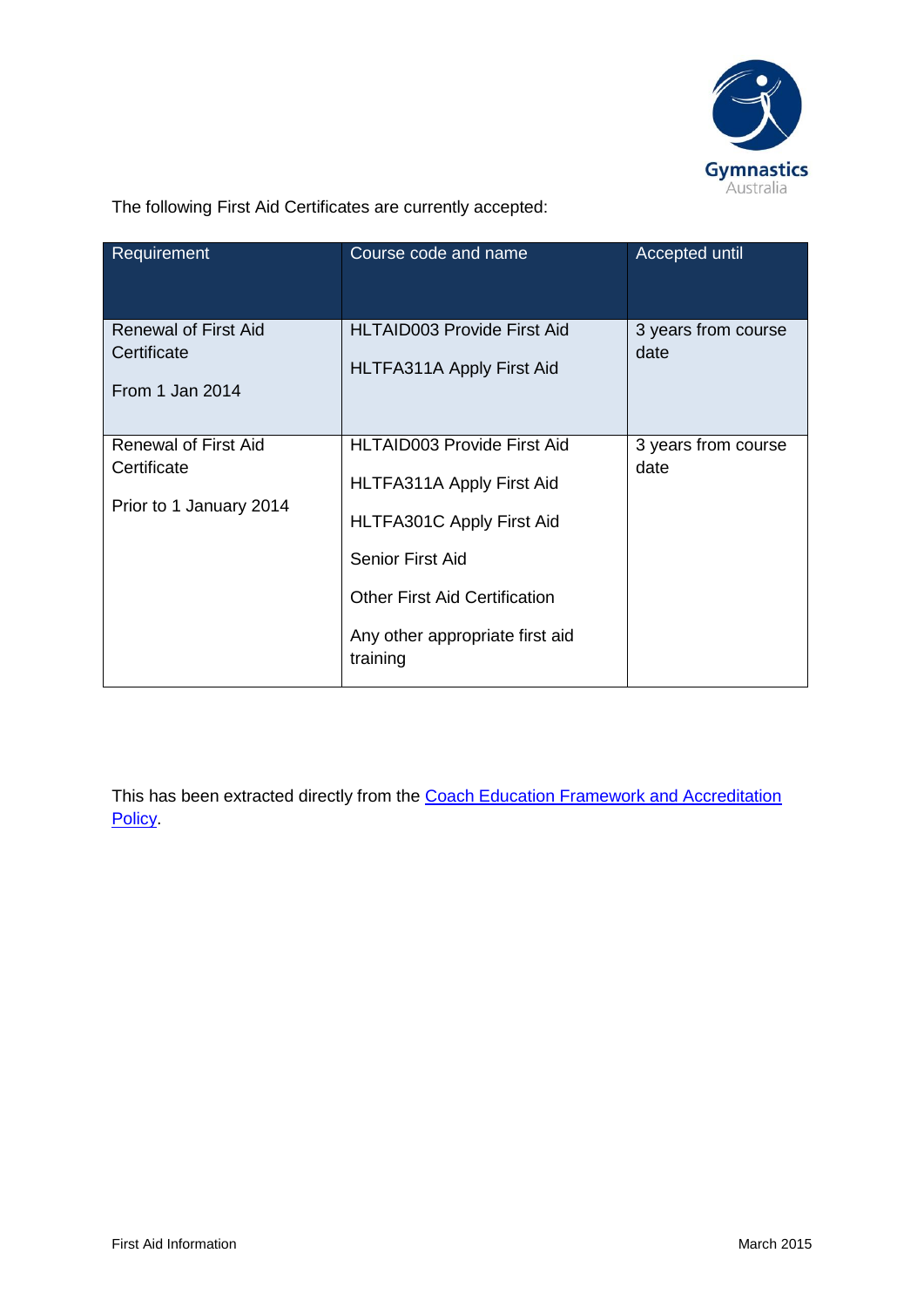The following First Aid Certificates are currently accepted:

| Requirement | Course code and name | Accepted until |
| --- | --- | --- |
| Renewal of First Aid Certificate<br><br>From 1 Jan 2014 | HLTAID003 Provide First Aid<br><br>HLTFA311A Apply First Aid | 3 years from course date |
| Renewal of First Aid Certificate<br><br>Prior to 1 January 2014 | HLTAID003 Provide First Aid<br><br>HLTFA311A Apply First Aid<br><br>HLTFA301C Apply First Aid<br><br>Senior First Aid<br><br>Other First Aid Certification<br><br>Any other appropriate first aid training | 3 years from course date |

This has been extracted directly from the Coach Education Framework and Accreditation Policy.